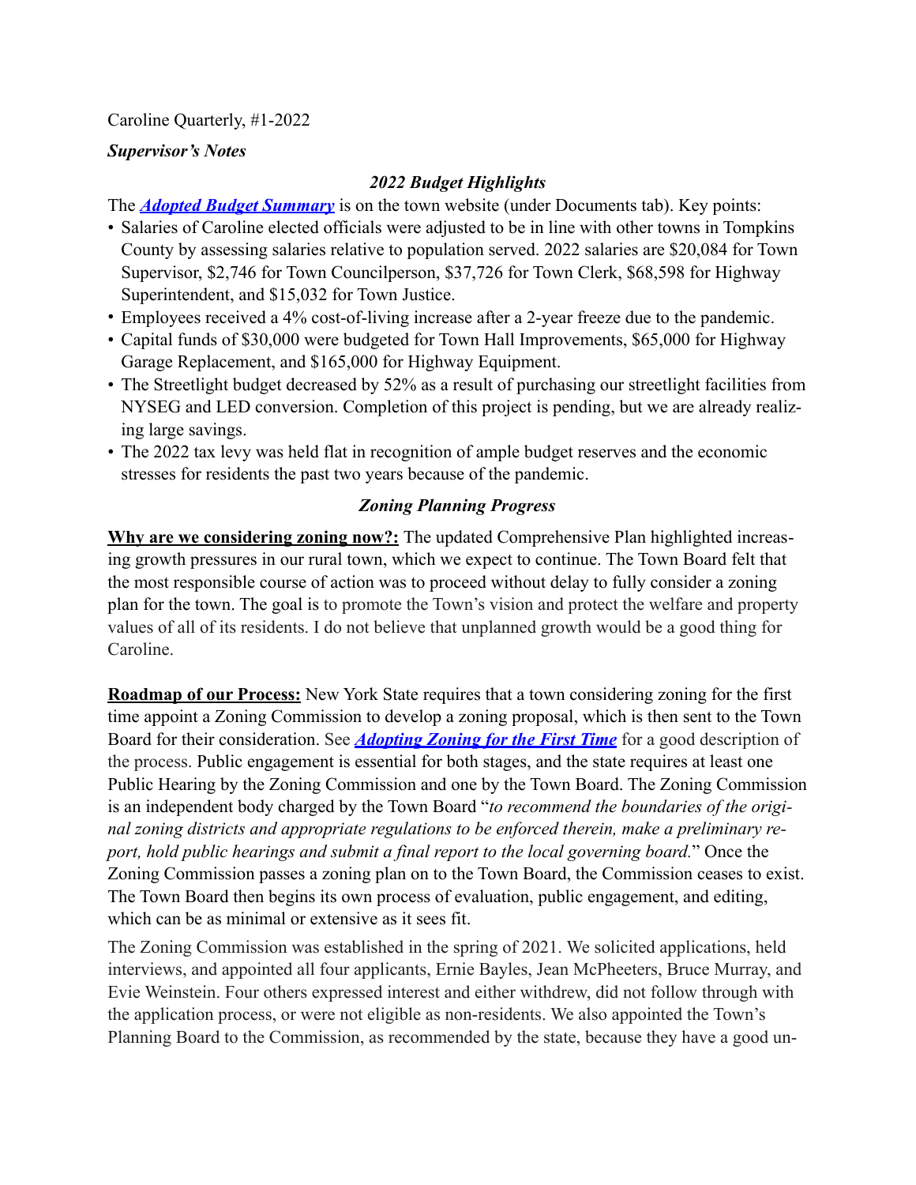Caroline Quarterly, #1-2022

***Supervisor's Notes***

### *2022 Budget Highlights*

The ***Adopted Budget Summary*** is on the town website (under Documents tab). Key points:

- Salaries of Caroline elected officials were adjusted to be in line with other towns in Tompkins County by assessing salaries relative to population served. 2022 salaries are $20,084 for Town Supervisor, $2,746 for Town Councilperson, $37,726 for Town Clerk, $68,598 for Highway Superintendent, and $15,032 for Town Justice.
- Employees received a 4% cost-of-living increase after a 2-year freeze due to the pandemic.
- Capital funds of $30,000 were budgeted for Town Hall Improvements, $65,000 for Highway Garage Replacement, and $165,000 for Highway Equipment.
- The Streetlight budget decreased by 52% as a result of purchasing our streetlight facilities from NYSEG and LED conversion. Completion of this project is pending, but we are already realizing large savings.
- The 2022 tax levy was held flat in recognition of ample budget reserves and the economic stresses for residents the past two years because of the pandemic.

### *Zoning Planning Progress*

**Why are we considering zoning now?:** The updated Comprehensive Plan highlighted increasing growth pressures in our rural town, which we expect to continue. The Town Board felt that the most responsible course of action was to proceed without delay to fully consider a zoning plan for the town. The goal is to promote the Town's vision and protect the welfare and property values of all of its residents. I do not believe that unplanned growth would be a good thing for Caroline.

**Roadmap of our Process:** New York State requires that a town considering zoning for the first time appoint a Zoning Commission to develop a zoning proposal, which is then sent to the Town Board for their consideration. See ***Adopting Zoning for the First Time*** for a good description of the process. Public engagement is essential for both stages, and the state requires at least one Public Hearing by the Zoning Commission and one by the Town Board. The Zoning Commission is an independent body charged by the Town Board "*to recommend the boundaries of the original zoning districts and appropriate regulations to be enforced therein, make a preliminary report, hold public hearings and submit a final report to the local governing board.*" Once the Zoning Commission passes a zoning plan on to the Town Board, the Commission ceases to exist. The Town Board then begins its own process of evaluation, public engagement, and editing, which can be as minimal or extensive as it sees fit.

The Zoning Commission was established in the spring of 2021. We solicited applications, held interviews, and appointed all four applicants, Ernie Bayles, Jean McPheeters, Bruce Murray, and Evie Weinstein. Four others expressed interest and either withdrew, did not follow through with the application process, or were not eligible as non-residents. We also appointed the Town's Planning Board to the Commission, as recommended by the state, because they have a good un-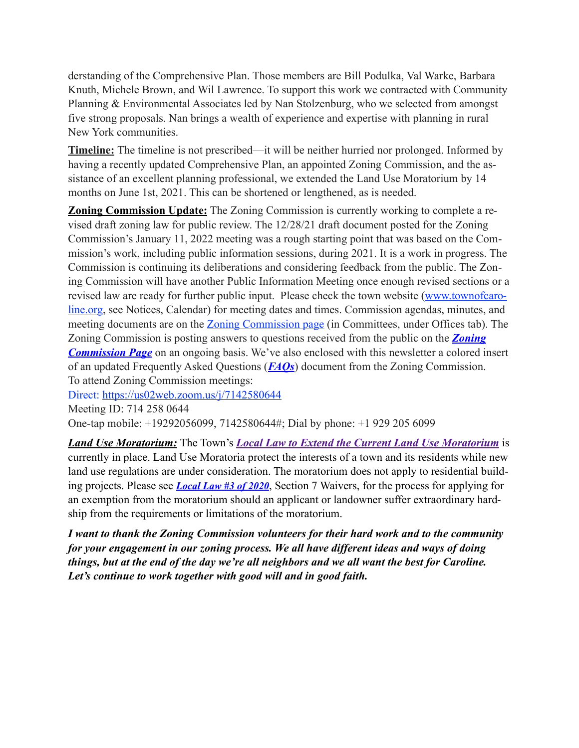derstanding of the Comprehensive Plan. Those members are Bill Podulka, Val Warke, Barbara Knuth, Michele Brown, and Wil Lawrence. To support this work we contracted with Community Planning & Environmental Associates led by Nan Stolzenburg, who we selected from amongst five strong proposals. Nan brings a wealth of experience and expertise with planning in rural New York communities.

**Timeline:** The timeline is not prescribed—it will be neither hurried nor prolonged. Informed by having a recently updated Comprehensive Plan, an appointed Zoning Commission, and the assistance of an excellent planning professional, we extended the Land Use Moratorium by 14 months on June 1st, 2021. This can be shortened or lengthened, as is needed.

**Zoning Commission Update:** The Zoning Commission is currently working to complete a revised draft zoning law for public review. The 12/28/21 draft document posted for the Zoning Commission's January 11, 2022 meeting was a rough starting point that was based on the Commission's work, including public information sessions, during 2021. It is a work in progress. The Commission is continuing its deliberations and considering feedback from the public. The Zoning Commission will have another Public Information Meeting once enough revised sections or a revised law are ready for further public input. Please check the town website (www.townofcaroline.org, see Notices, Calendar) for meeting dates and times. Commission agendas, minutes, and meeting documents are on the Zoning Commission page (in Committees, under Offices tab). The Zoning Commission is posting answers to questions received from the public on the ***Zoning Commission Page*** on an ongoing basis. We've also enclosed with this newsletter a colored insert of an updated Frequently Asked Questions (***FAQs***) document from the Zoning Commission.
To attend Zoning Commission meetings:
Direct: https://us02web.zoom.us/j/7142580644
Meeting ID: 714 258 0644
One-tap mobile: +19292056099, 7142580644#; Dial by phone: +1 929 205 6099

***Land Use Moratorium:*** The Town's ***Local Law to Extend the Current Land Use Moratorium*** is currently in place. Land Use Moratoria protect the interests of a town and its residents while new land use regulations are under consideration. The moratorium does not apply to residential building projects. Please see ***Local Law #3 of 2020***, Section 7 Waivers, for the process for applying for an exemption from the moratorium should an applicant or landowner suffer extraordinary hardship from the requirements or limitations of the moratorium.

***I want to thank the Zoning Commission volunteers for their hard work and to the community for your engagement in our zoning process. We all have different ideas and ways of doing things, but at the end of the day we're all neighbors and we all want the best for Caroline. Let's continue to work together with good will and in good faith.***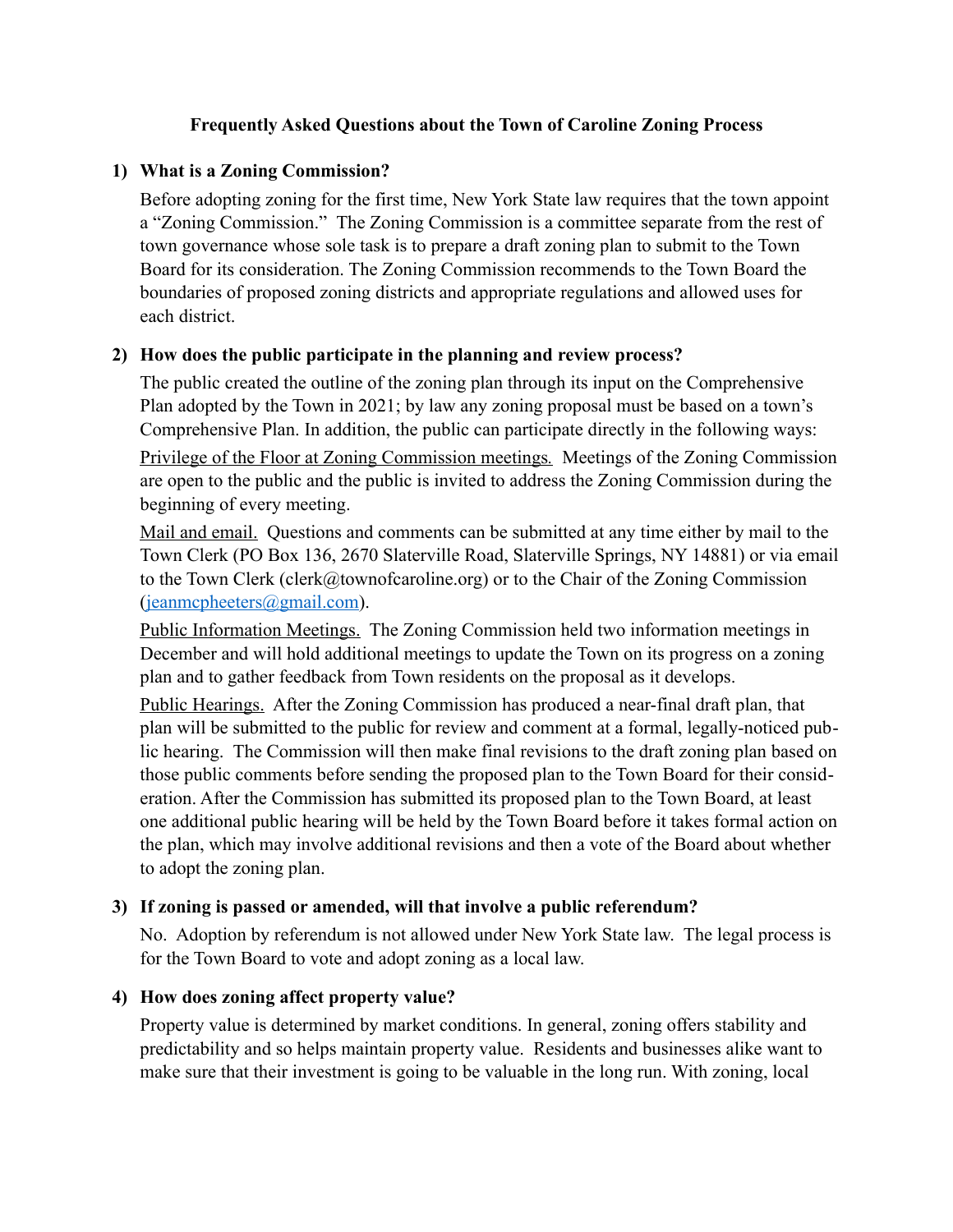## Frequently Asked Questions about the Town of Caroline Zoning Process

**1) What is a Zoning Commission?**

Before adopting zoning for the first time, New York State law requires that the town appoint a "Zoning Commission." The Zoning Commission is a committee separate from the rest of town governance whose sole task is to prepare a draft zoning plan to submit to the Town Board for its consideration. The Zoning Commission recommends to the Town Board the boundaries of proposed zoning districts and appropriate regulations and allowed uses for each district.

**2) How does the public participate in the planning and review process?**

The public created the outline of the zoning plan through its input on the Comprehensive Plan adopted by the Town in 2021; by law any zoning proposal must be based on a town's Comprehensive Plan. In addition, the public can participate directly in the following ways:

Privilege of the Floor at Zoning Commission meetings. Meetings of the Zoning Commission are open to the public and the public is invited to address the Zoning Commission during the beginning of every meeting.

Mail and email. Questions and comments can be submitted at any time either by mail to the Town Clerk (PO Box 136, 2670 Slaterville Road, Slaterville Springs, NY 14881) or via email to the Town Clerk (clerk@townofcaroline.org) or to the Chair of the Zoning Commission (jeanmcpheeters@gmail.com).

Public Information Meetings. The Zoning Commission held two information meetings in December and will hold additional meetings to update the Town on its progress on a zoning plan and to gather feedback from Town residents on the proposal as it develops.

Public Hearings. After the Zoning Commission has produced a near-final draft plan, that plan will be submitted to the public for review and comment at a formal, legally-noticed public hearing. The Commission will then make final revisions to the draft zoning plan based on those public comments before sending the proposed plan to the Town Board for their consideration. After the Commission has submitted its proposed plan to the Town Board, at least one additional public hearing will be held by the Town Board before it takes formal action on the plan, which may involve additional revisions and then a vote of the Board about whether to adopt the zoning plan.

**3) If zoning is passed or amended, will that involve a public referendum?**

No. Adoption by referendum is not allowed under New York State law. The legal process is for the Town Board to vote and adopt zoning as a local law.

**4) How does zoning affect property value?**

Property value is determined by market conditions. In general, zoning offers stability and predictability and so helps maintain property value. Residents and businesses alike want to make sure that their investment is going to be valuable in the long run. With zoning, local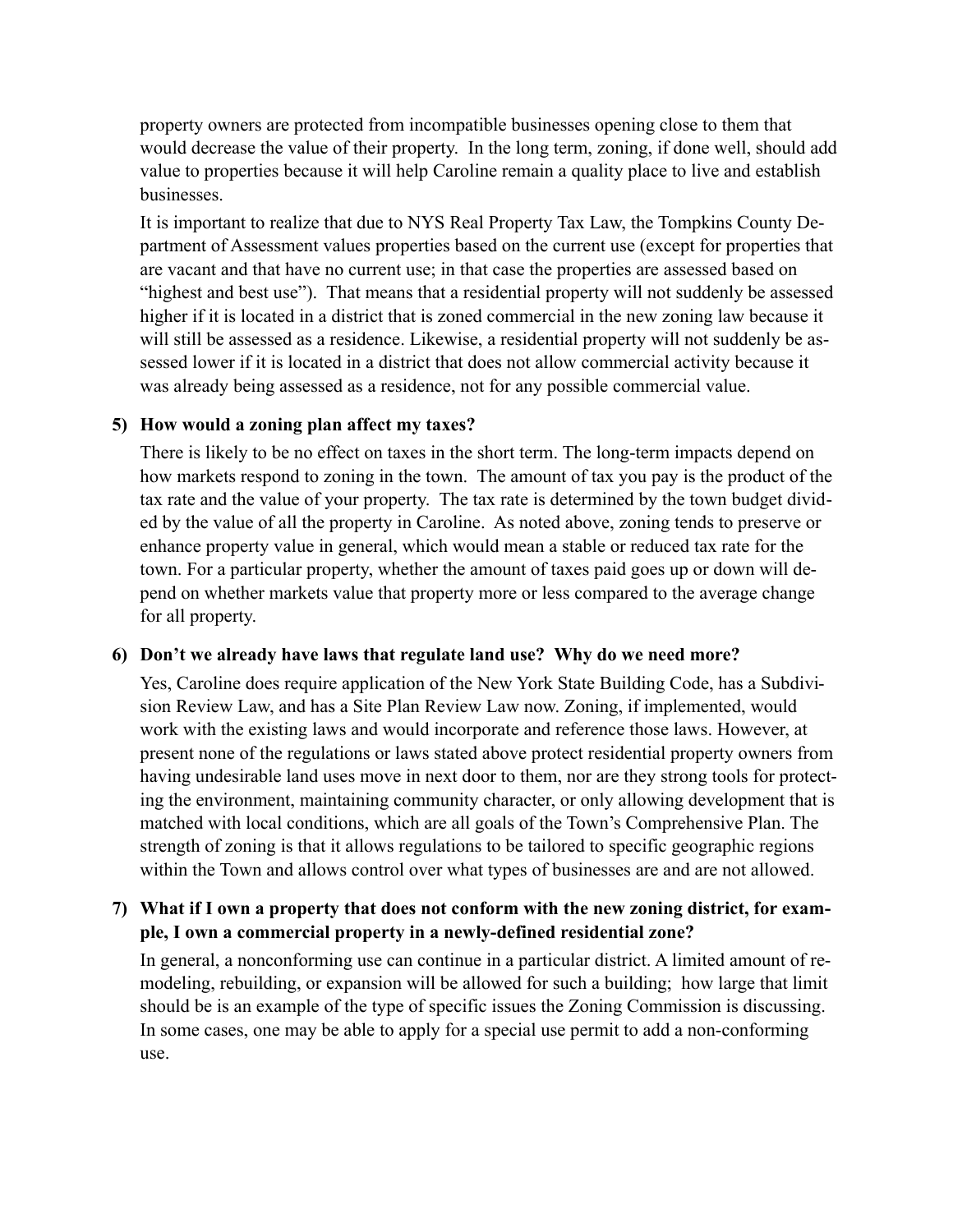property owners are protected from incompatible businesses opening close to them that would decrease the value of their property. In the long term, zoning, if done well, should add value to properties because it will help Caroline remain a quality place to live and establish businesses.

It is important to realize that due to NYS Real Property Tax Law, the Tompkins County Department of Assessment values properties based on the current use (except for properties that are vacant and that have no current use; in that case the properties are assessed based on "highest and best use"). That means that a residential property will not suddenly be assessed higher if it is located in a district that is zoned commercial in the new zoning law because it will still be assessed as a residence. Likewise, a residential property will not suddenly be assessed lower if it is located in a district that does not allow commercial activity because it was already being assessed as a residence, not for any possible commercial value.

**5) How would a zoning plan affect my taxes?**

There is likely to be no effect on taxes in the short term. The long-term impacts depend on how markets respond to zoning in the town. The amount of tax you pay is the product of the tax rate and the value of your property. The tax rate is determined by the town budget divided by the value of all the property in Caroline. As noted above, zoning tends to preserve or enhance property value in general, which would mean a stable or reduced tax rate for the town. For a particular property, whether the amount of taxes paid goes up or down will depend on whether markets value that property more or less compared to the average change for all property.

**6) Don't we already have laws that regulate land use? Why do we need more?**

Yes, Caroline does require application of the New York State Building Code, has a Subdivision Review Law, and has a Site Plan Review Law now. Zoning, if implemented, would work with the existing laws and would incorporate and reference those laws. However, at present none of the regulations or laws stated above protect residential property owners from having undesirable land uses move in next door to them, nor are they strong tools for protecting the environment, maintaining community character, or only allowing development that is matched with local conditions, which are all goals of the Town's Comprehensive Plan. The strength of zoning is that it allows regulations to be tailored to specific geographic regions within the Town and allows control over what types of businesses are and are not allowed.

**7) What if I own a property that does not conform with the new zoning district, for example, I own a commercial property in a newly-defined residential zone?**

In general, a nonconforming use can continue in a particular district. A limited amount of remodeling, rebuilding, or expansion will be allowed for such a building; how large that limit should be is an example of the type of specific issues the Zoning Commission is discussing. In some cases, one may be able to apply for a special use permit to add a non-conforming use.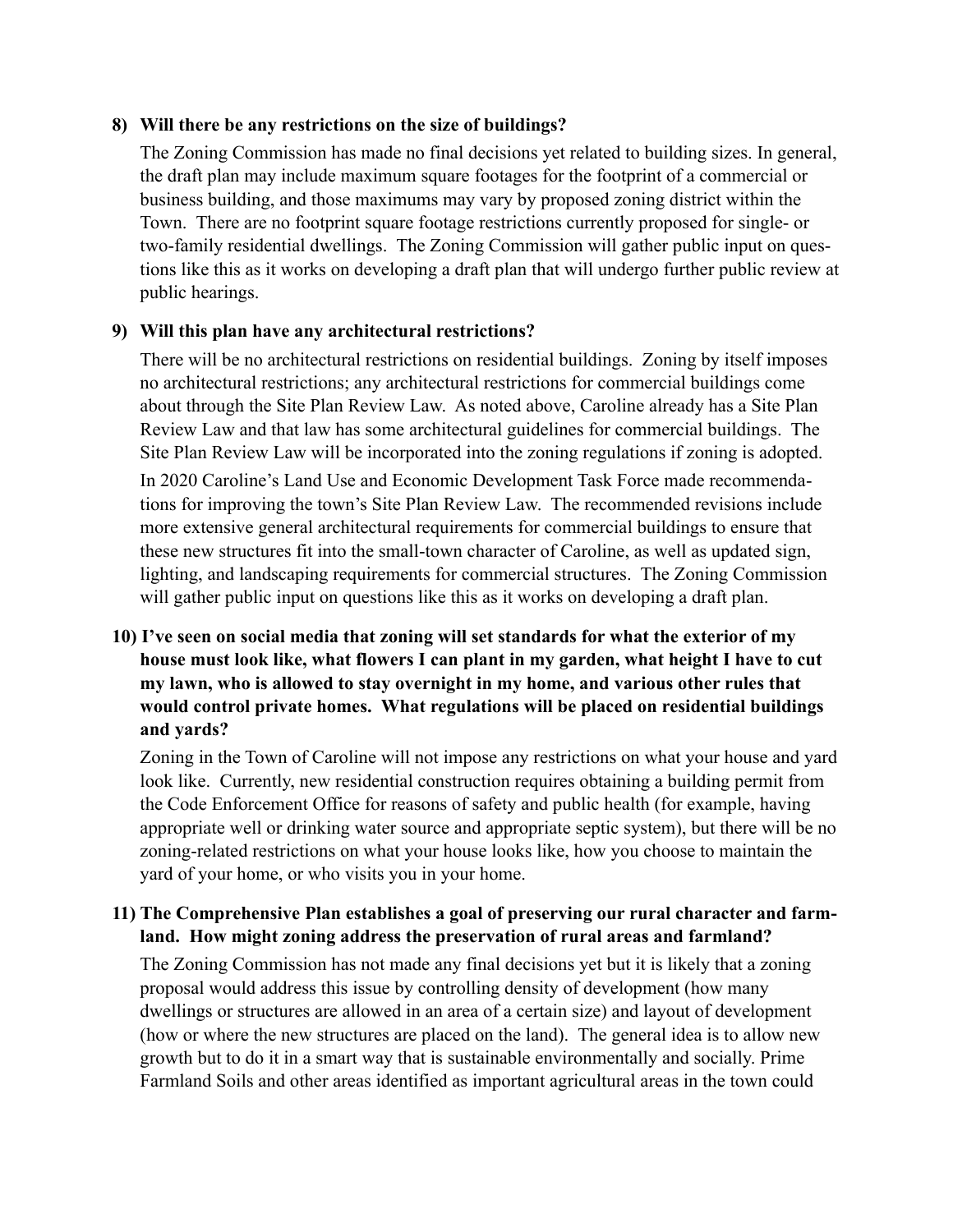**8) Will there be any restrictions on the size of buildings?**

The Zoning Commission has made no final decisions yet related to building sizes. In general, the draft plan may include maximum square footages for the footprint of a commercial or business building, and those maximums may vary by proposed zoning district within the Town. There are no footprint square footage restrictions currently proposed for single- or two-family residential dwellings. The Zoning Commission will gather public input on questions like this as it works on developing a draft plan that will undergo further public review at public hearings.

**9) Will this plan have any architectural restrictions?**

There will be no architectural restrictions on residential buildings. Zoning by itself imposes no architectural restrictions; any architectural restrictions for commercial buildings come about through the Site Plan Review Law. As noted above, Caroline already has a Site Plan Review Law and that law has some architectural guidelines for commercial buildings. The Site Plan Review Law will be incorporated into the zoning regulations if zoning is adopted.

In 2020 Caroline's Land Use and Economic Development Task Force made recommendations for improving the town's Site Plan Review Law. The recommended revisions include more extensive general architectural requirements for commercial buildings to ensure that these new structures fit into the small-town character of Caroline, as well as updated sign, lighting, and landscaping requirements for commercial structures. The Zoning Commission will gather public input on questions like this as it works on developing a draft plan.

**10) I've seen on social media that zoning will set standards for what the exterior of my house must look like, what flowers I can plant in my garden, what height I have to cut my lawn, who is allowed to stay overnight in my home, and various other rules that would control private homes. What regulations will be placed on residential buildings and yards?**

Zoning in the Town of Caroline will not impose any restrictions on what your house and yard look like. Currently, new residential construction requires obtaining a building permit from the Code Enforcement Office for reasons of safety and public health (for example, having appropriate well or drinking water source and appropriate septic system), but there will be no zoning-related restrictions on what your house looks like, how you choose to maintain the yard of your home, or who visits you in your home.

**11) The Comprehensive Plan establishes a goal of preserving our rural character and farmland. How might zoning address the preservation of rural areas and farmland?**

The Zoning Commission has not made any final decisions yet but it is likely that a zoning proposal would address this issue by controlling density of development (how many dwellings or structures are allowed in an area of a certain size) and layout of development (how or where the new structures are placed on the land). The general idea is to allow new growth but to do it in a smart way that is sustainable environmentally and socially. Prime Farmland Soils and other areas identified as important agricultural areas in the town could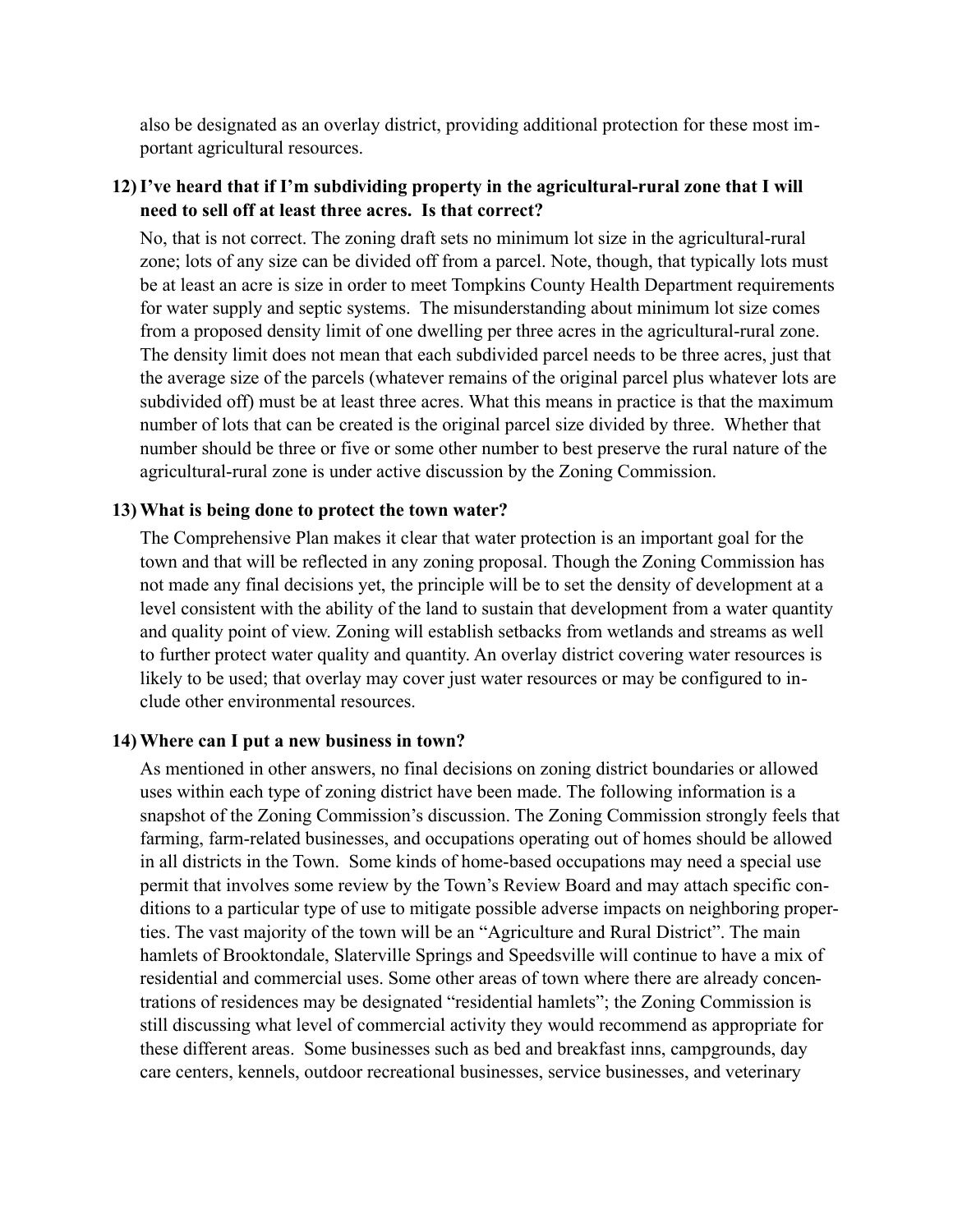also be designated as an overlay district, providing additional protection for these most important agricultural resources.

**12) I've heard that if I'm subdividing property in the agricultural-rural zone that I will need to sell off at least three acres. Is that correct?**

No, that is not correct. The zoning draft sets no minimum lot size in the agricultural-rural zone; lots of any size can be divided off from a parcel. Note, though, that typically lots must be at least an acre is size in order to meet Tompkins County Health Department requirements for water supply and septic systems. The misunderstanding about minimum lot size comes from a proposed density limit of one dwelling per three acres in the agricultural-rural zone. The density limit does not mean that each subdivided parcel needs to be three acres, just that the average size of the parcels (whatever remains of the original parcel plus whatever lots are subdivided off) must be at least three acres. What this means in practice is that the maximum number of lots that can be created is the original parcel size divided by three. Whether that number should be three or five or some other number to best preserve the rural nature of the agricultural-rural zone is under active discussion by the Zoning Commission.

**13) What is being done to protect the town water?**

The Comprehensive Plan makes it clear that water protection is an important goal for the town and that will be reflected in any zoning proposal. Though the Zoning Commission has not made any final decisions yet, the principle will be to set the density of development at a level consistent with the ability of the land to sustain that development from a water quantity and quality point of view. Zoning will establish setbacks from wetlands and streams as well to further protect water quality and quantity. An overlay district covering water resources is likely to be used; that overlay may cover just water resources or may be configured to include other environmental resources.

**14) Where can I put a new business in town?**

As mentioned in other answers, no final decisions on zoning district boundaries or allowed uses within each type of zoning district have been made. The following information is a snapshot of the Zoning Commission's discussion. The Zoning Commission strongly feels that farming, farm-related businesses, and occupations operating out of homes should be allowed in all districts in the Town. Some kinds of home-based occupations may need a special use permit that involves some review by the Town's Review Board and may attach specific conditions to a particular type of use to mitigate possible adverse impacts on neighboring properties. The vast majority of the town will be an "Agriculture and Rural District". The main hamlets of Brooktondale, Slaterville Springs and Speedsville will continue to have a mix of residential and commercial uses. Some other areas of town where there are already concentrations of residences may be designated "residential hamlets"; the Zoning Commission is still discussing what level of commercial activity they would recommend as appropriate for these different areas. Some businesses such as bed and breakfast inns, campgrounds, day care centers, kennels, outdoor recreational businesses, service businesses, and veterinary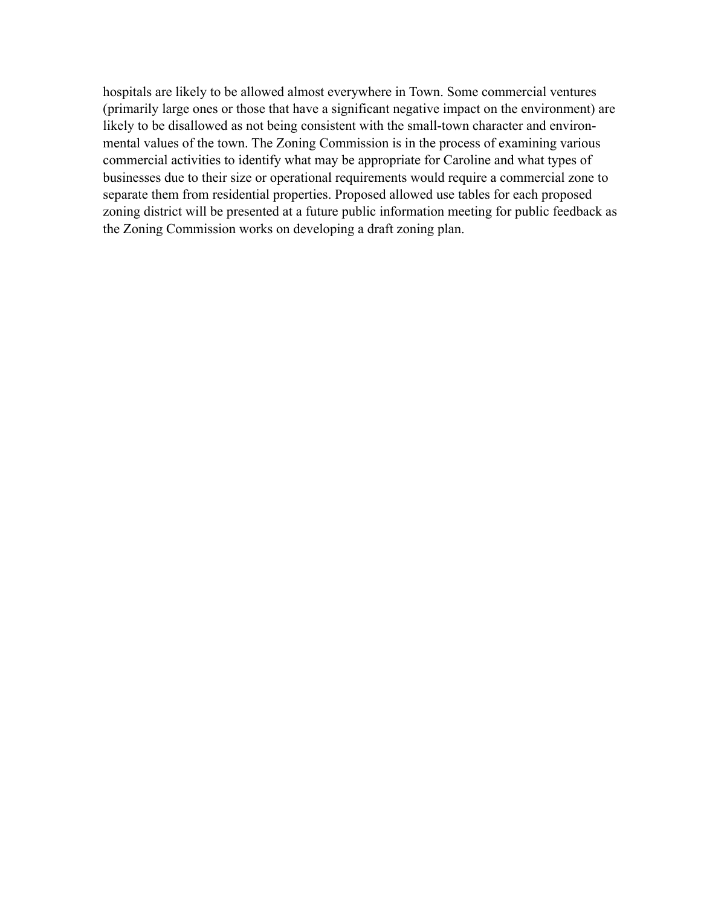hospitals are likely to be allowed almost everywhere in Town. Some commercial ventures (primarily large ones or those that have a significant negative impact on the environment) are likely to be disallowed as not being consistent with the small-town character and environmental values of the town. The Zoning Commission is in the process of examining various commercial activities to identify what may be appropriate for Caroline and what types of businesses due to their size or operational requirements would require a commercial zone to separate them from residential properties. Proposed allowed use tables for each proposed zoning district will be presented at a future public information meeting for public feedback as the Zoning Commission works on developing a draft zoning plan.